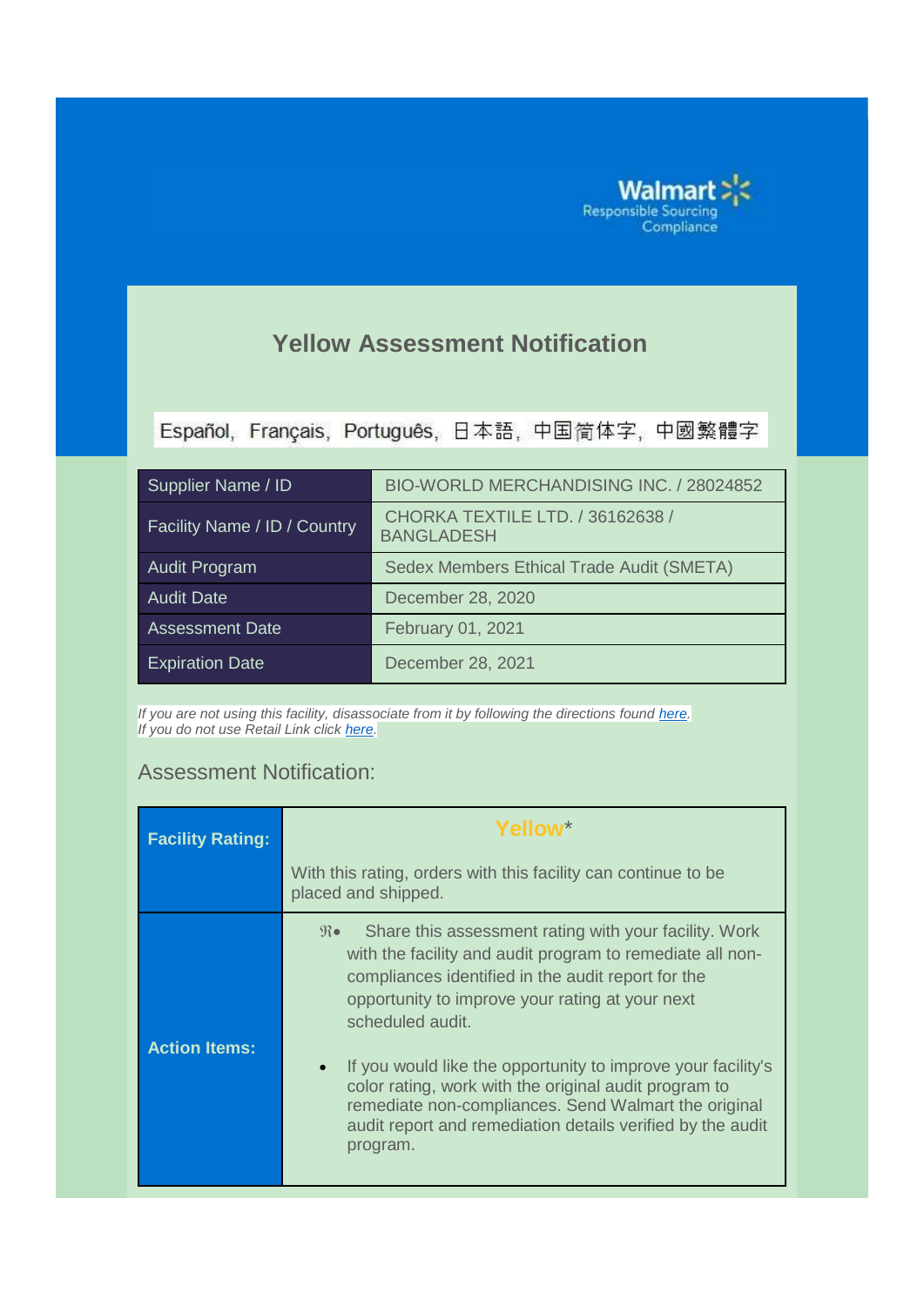Walmart Responsible Sourcing Compliance

## Yellow Assessment Notification

Español, Français, Português, 日本語, 中国简体字, 中國繁體字

| Supplier Name / ID | BIO-WORLD MERCHANDISING INC. / 28024852 |
|---|---|
| Facility Name / ID / Country | CHORKA TEXTILE LTD. / 36162638 / BANGLADESH |
| Audit Program | Sedex Members Ethical Trade Audit (SMETA) |
| Audit Date | December 28, 2020 |
| Assessment Date | February 01, 2021 |
| Expiration Date | December 28, 2021 |

*If you are not using this facility, disassociate from it by following the directions found here.*
*If you do not use Retail Link click here.*

Assessment Notification:

| | |
|---|---|
| **Facility Rating:** | **Yellow***<br><br>With this rating, orders with this facility can continue to be placed and shipped. |
| **Action Items:** | • Share this assessment rating with your facility. Work with the facility and audit program to remediate all non-compliances identified in the audit report for the opportunity to improve your rating at your next scheduled audit.<br><br>• If you would like the opportunity to improve your facility's color rating, work with the original audit program to remediate non-compliances. Send Walmart the original audit report and remediation details verified by the audit program. |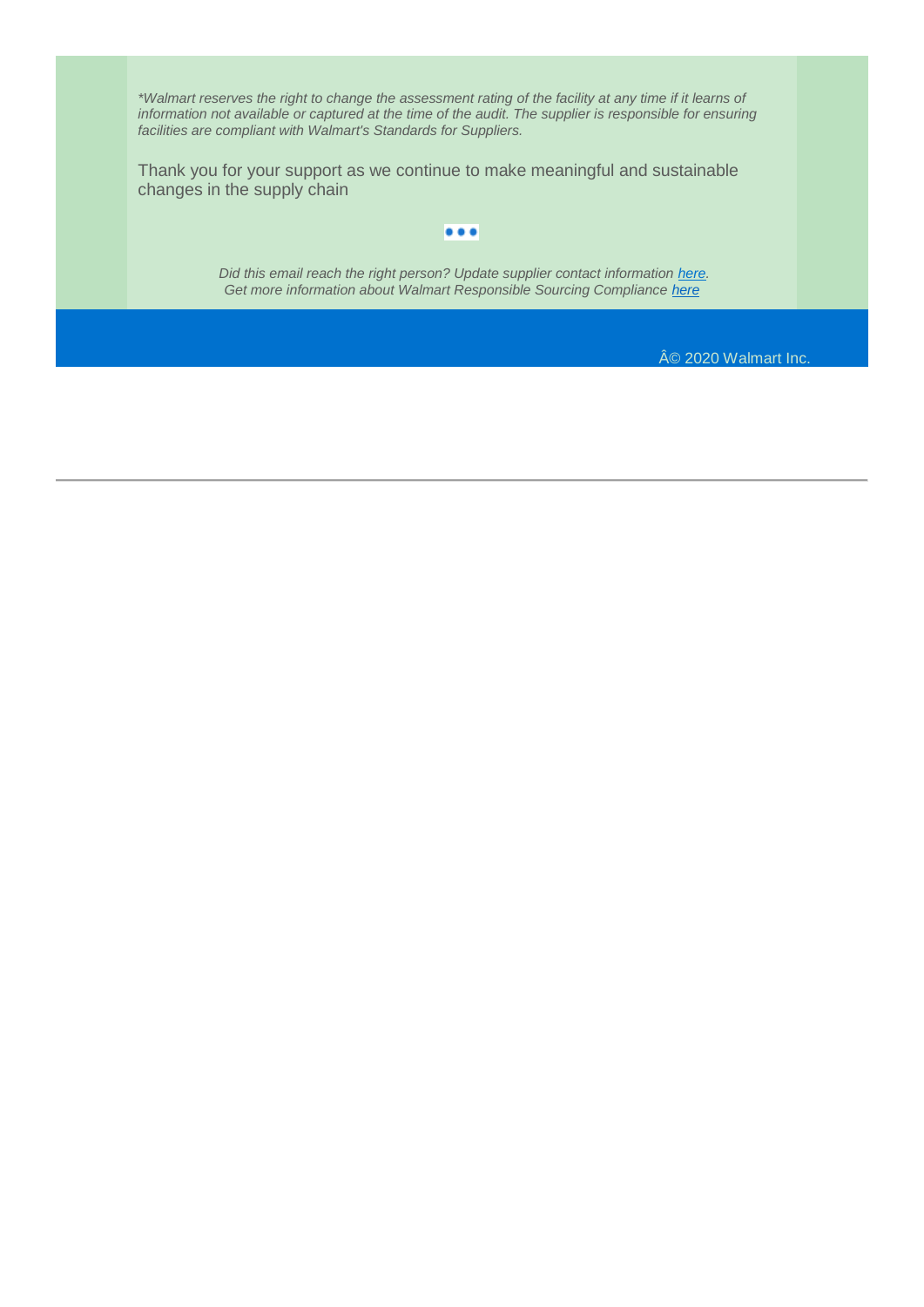*\*Walmart reserves the right to change the assessment rating of the facility at any time if it learns of information not available or captured at the time of the audit. The supplier is responsible for ensuring facilities are compliant with Walmart's Standards for Suppliers.*

Thank you for your support as we continue to make meaningful and sustainable changes in the supply chain

*Did this email reach the right person? Update supplier contact information [here](#).*
*Get more information about Walmart Responsible Sourcing Compliance [here](#)*

Â© 2020 Walmart Inc.